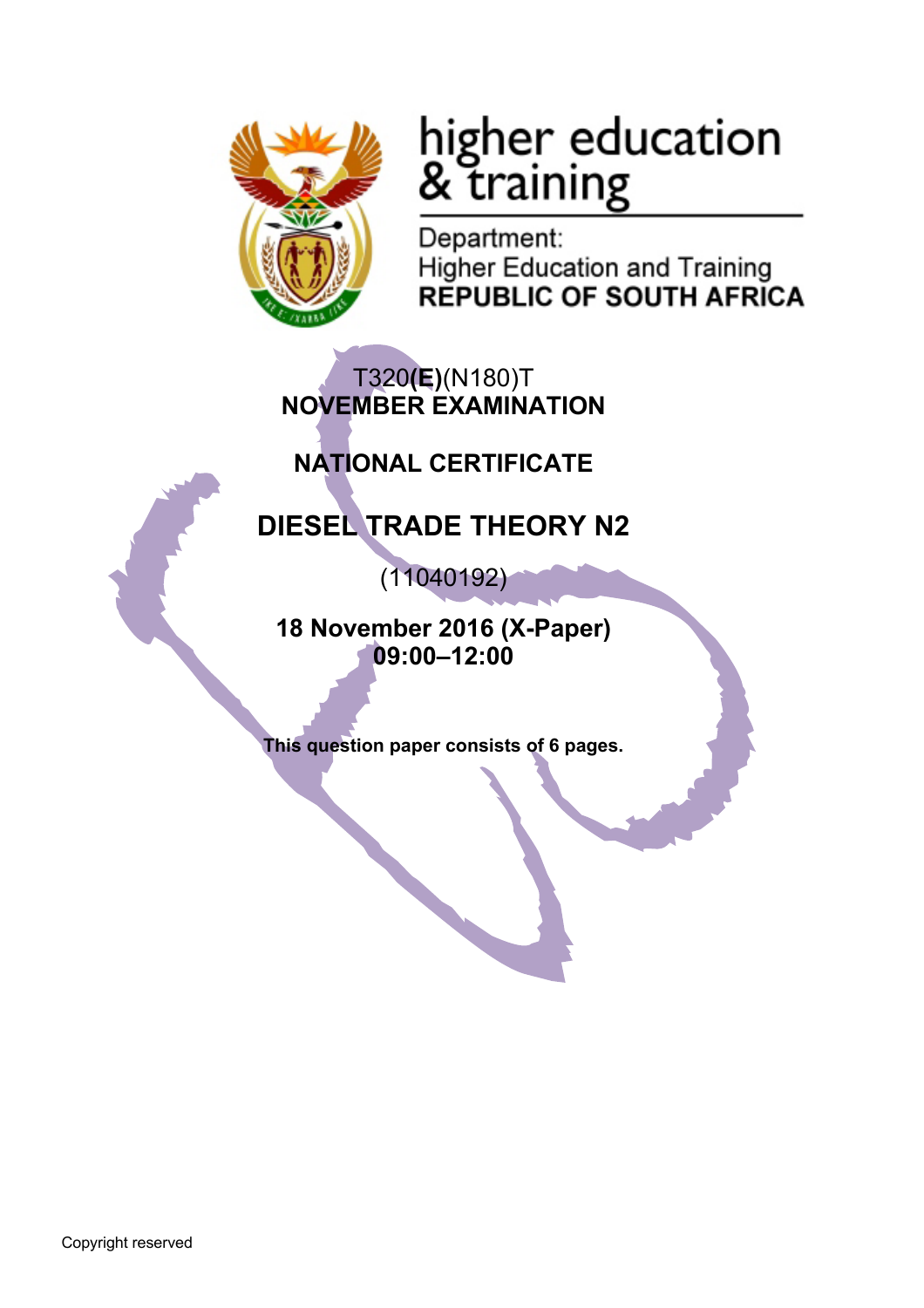higher education
& training

Department:
Higher Education and Training
**REPUBLIC OF SOUTH AFRICA**

T320**(E)**(N180)T
**NOVEMBER EXAMINATION**

**NATIONAL CERTIFICATE**

# DIESEL TRADE THEORY N2

(11040192)

**18 November 2016 (X-Paper)**
**09:00–12:00**

**This question paper consists of 6 pages.**

Copyright reserved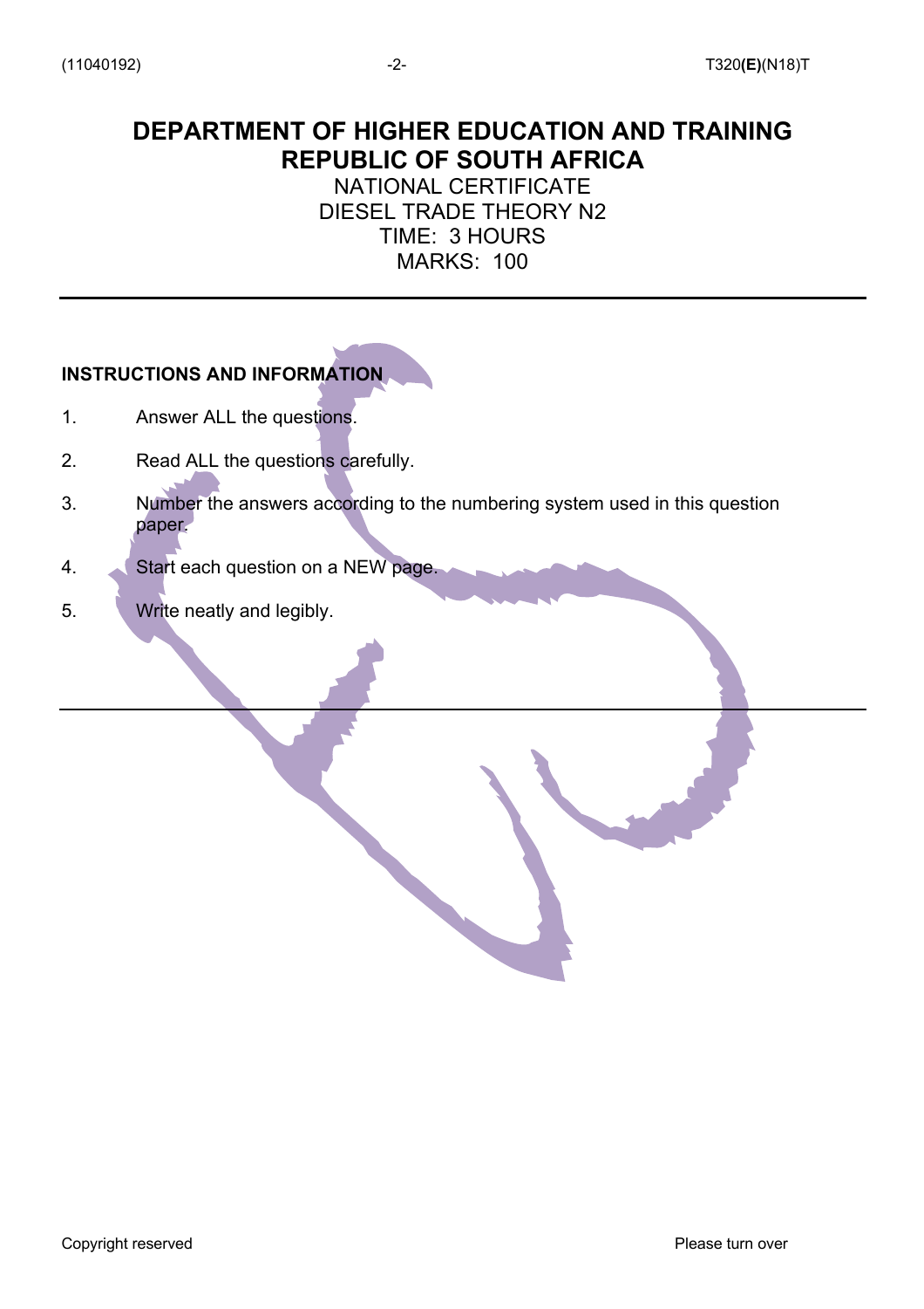# DEPARTMENT OF HIGHER EDUCATION AND TRAINING
# REPUBLIC OF SOUTH AFRICA

NATIONAL CERTIFICATE
DIESEL TRADE THEORY N2
TIME: 3 HOURS
MARKS: 100

---

**INSTRUCTIONS AND INFORMATION**

1. Answer ALL the questions.
2. Read ALL the questions carefully.
3. Number the answers according to the numbering system used in this question paper.
4. Start each question on a NEW page.
5. Write neatly and legibly.

---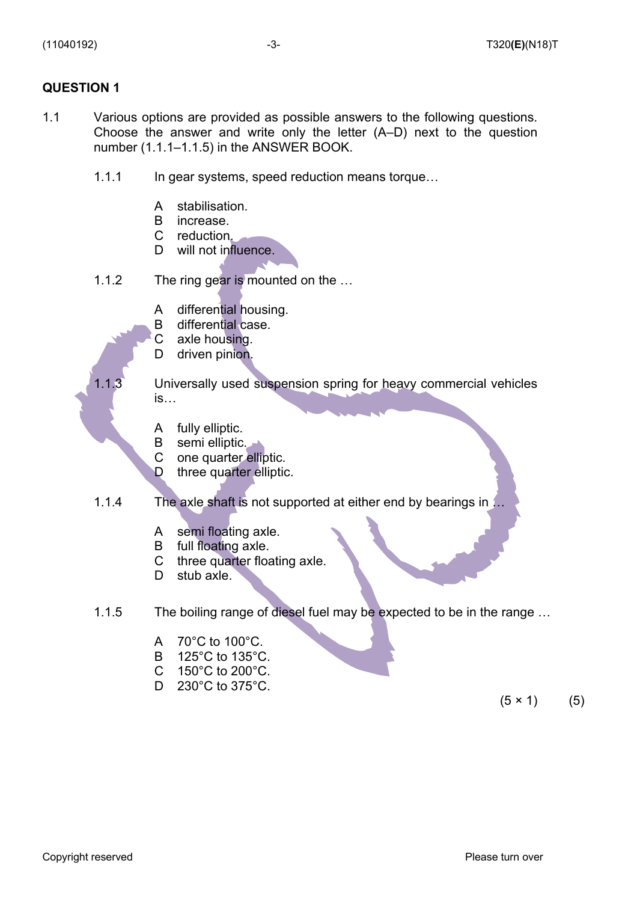## QUESTION 1

1.1 Various options are provided as possible answers to the following questions. Choose the answer and write only the letter (A–D) next to the question number (1.1.1–1.1.5) in the ANSWER BOOK.

1.1.1 In gear systems, speed reduction means torque…

A stabilisation.
B increase.
C reduction.
D will not influence.

1.1.2 The ring gear is mounted on the …

A differential housing.
B differential case.
C axle housing.
D driven pinion.

1.1.3 Universally used suspension spring for heavy commercial vehicles is…

A fully elliptic.
B semi elliptic.
C one quarter elliptic.
D three quarter elliptic.

1.1.4 The axle shaft is not supported at either end by bearings in …

A semi floating axle.
B full floating axle.
C three quarter floating axle.
D stub axle.

1.1.5 The boiling range of diesel fuel may be expected to be in the range …

A 70°C to 100°C.
B 125°C to 135°C.
C 150°C to 200°C.
D 230°C to 375°C.

(5 × 1) (5)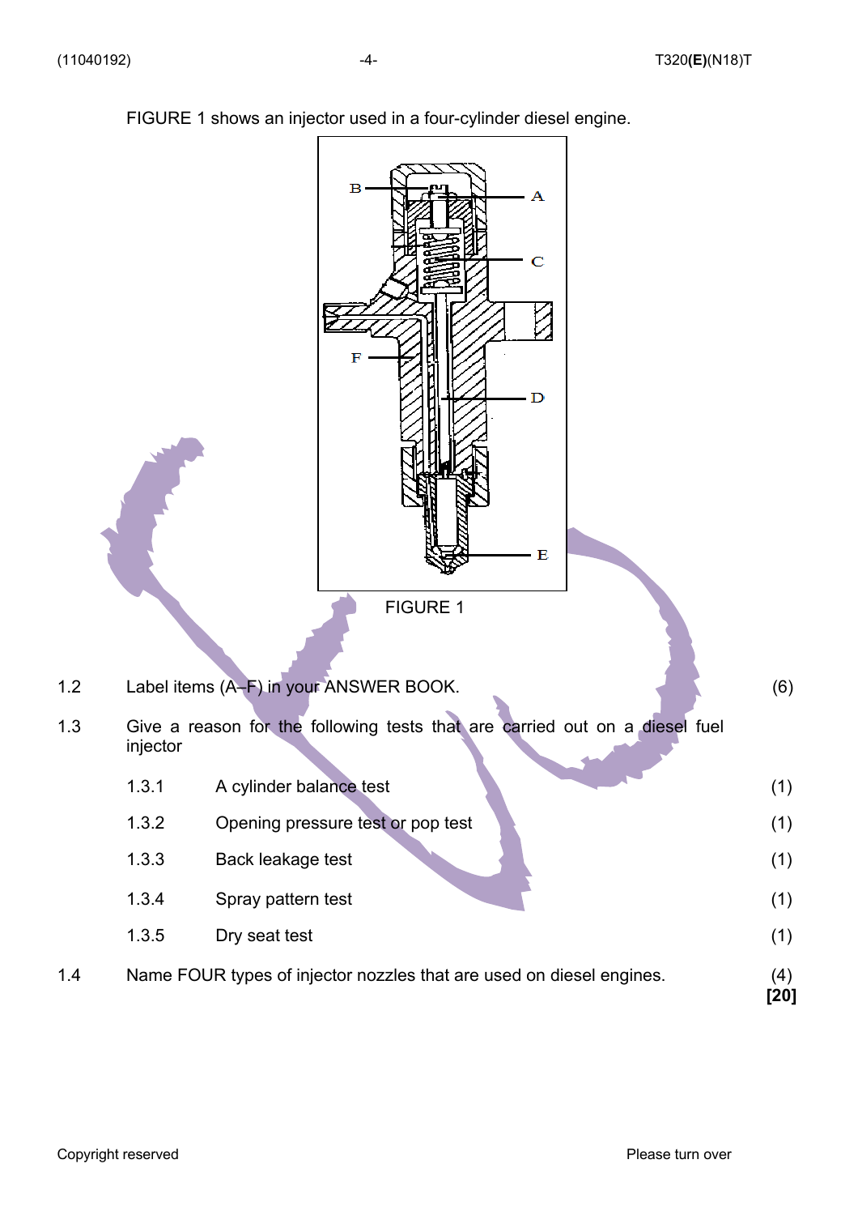FIGURE 1 shows an injector used in a four-cylinder diesel engine.

B
A
C
F
D
E

FIGURE 1

1.2 Label items (A–F) in your ANSWER BOOK. (6)

1.3 Give a reason for the following tests that are carried out on a diesel fuel injector

| | | |
|---|---|---|
| 1.3.1 | A cylinder balance test | (1) |
| 1.3.2 | Opening pressure test or pop test | (1) |
| 1.3.3 | Back leakage test | (1) |
| 1.3.4 | Spray pattern test | (1) |
| 1.3.5 | Dry seat test | (1) |

1.4 Name FOUR types of injector nozzles that are used on diesel engines. (4)

**[20]**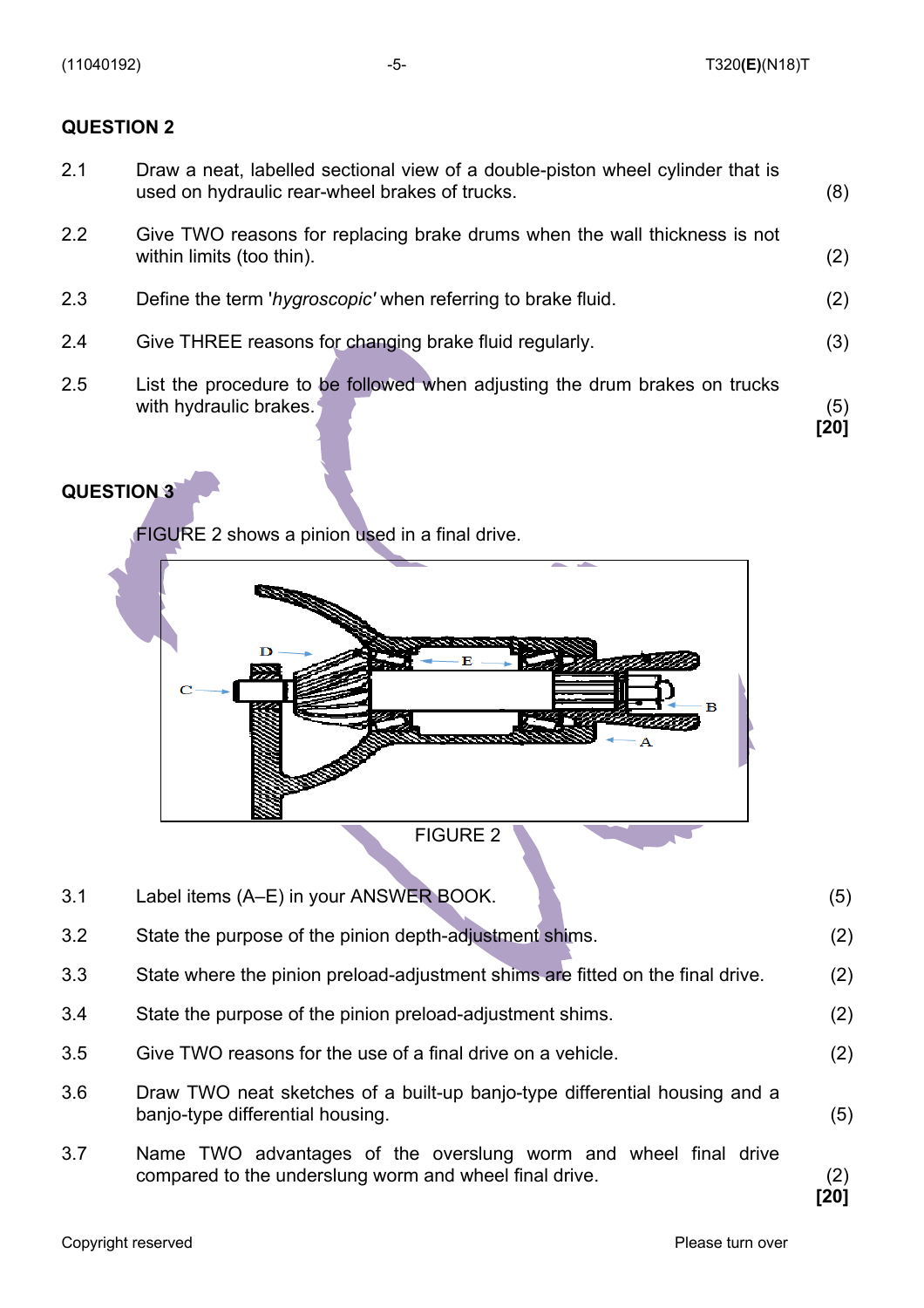## QUESTION 2

2.1 Draw a neat, labelled sectional view of a double-piston wheel cylinder that is used on hydraulic rear-wheel brakes of trucks. (8)

2.2 Give TWO reasons for replacing brake drums when the wall thickness is not within limits (too thin). (2)

2.3 Define the term '*hygroscopic*' when referring to brake fluid. (2)

2.4 Give THREE reasons for changing brake fluid regularly. (3)

2.5 List the procedure to be followed when adjusting the drum brakes on trucks with hydraulic brakes. (5)

**[20]**

## QUESTION 3

FIGURE 2 shows a pinion used in a final drive.

D

E

C

B

A

FIGURE 2

3.1 Label items (A–E) in your ANSWER BOOK. (5)

3.2 State the purpose of the pinion depth-adjustment shims. (2)

3.3 State where the pinion preload-adjustment shims are fitted on the final drive. (2)

3.4 State the purpose of the pinion preload-adjustment shims. (2)

3.5 Give TWO reasons for the use of a final drive on a vehicle. (2)

3.6 Draw TWO neat sketches of a built-up banjo-type differential housing and a banjo-type differential housing. (5)

3.7 Name TWO advantages of the overslung worm and wheel final drive compared to the underslung worm and wheel final drive. (2)

**[20]**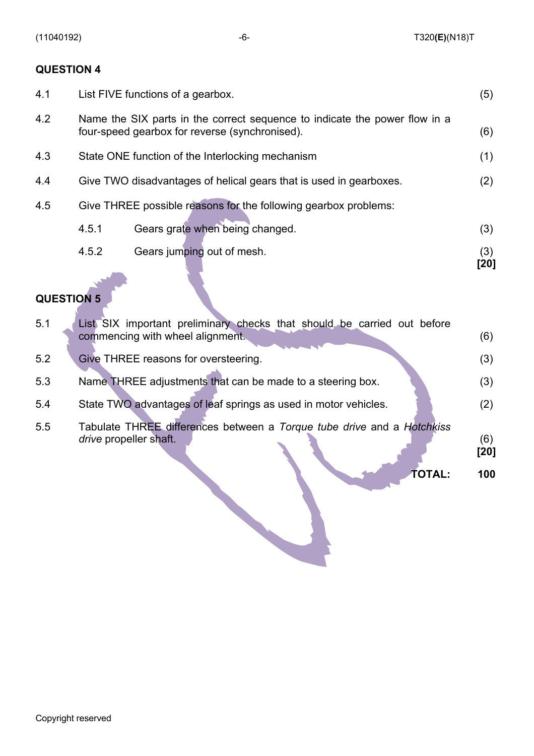## QUESTION 4

| | | |
|---|---|---|
| 4.1 | List FIVE functions of a gearbox. | (5) |
| 4.2 | Name the SIX parts in the correct sequence to indicate the power flow in a four-speed gearbox for reverse (synchronised). | (6) |
| 4.3 | State ONE function of the Interlocking mechanism | (1) |
| 4.4 | Give TWO disadvantages of helical gears that is used in gearboxes. | (2) |
| 4.5 | Give THREE possible reasons for the following gearbox problems: | |
| | 4.5.1 Gears grate when being changed. | (3) |
| | 4.5.2 Gears jumping out of mesh. | (3) **[20]** |

## QUESTION 5

| | | |
|---|---|---|
| 5.1 | List SIX important preliminary checks that should be carried out before commencing with wheel alignment. | (6) |
| 5.2 | Give THREE reasons for oversteering. | (3) |
| 5.3 | Name THREE adjustments that can be made to a steering box. | (3) |
| 5.4 | State TWO advantages of leaf springs as used in motor vehicles. | (2) |
| 5.5 | Tabulate THREE differences between a *Torque tube drive* and a *Hotchkiss drive* propeller shaft. | (6) **[20]** |

**TOTAL: 100**